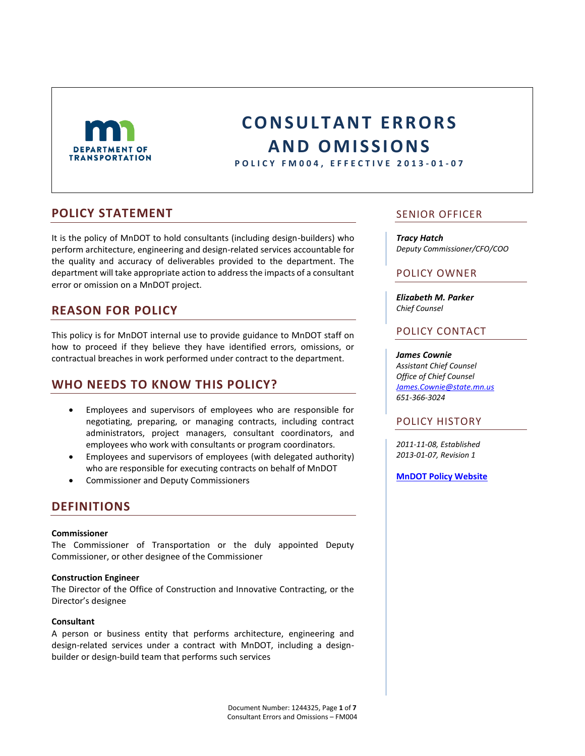# CONSULTANT ERRORS AND OMISSIONS

**POLICY FM004, EFFECTIVE 2013-01-07**

## POLICY STATEMENT

It is the policy of MnDOT to hold consultants (including design-builders) who perform architecture, engineering and design-related services accountable for the quality and accuracy of deliverables provided to the department. The department will take appropriate action to address the impacts of a consultant error or omission on a MnDOT project.

## REASON FOR POLICY

This policy is for MnDOT internal use to provide guidance to MnDOT staff on how to proceed if they believe they have identified errors, omissions, or contractual breaches in work performed under contract to the department.

## WHO NEEDS TO KNOW THIS POLICY?

- Employees and supervisors of employees who are responsible for negotiating, preparing, or managing contracts, including contract administrators, project managers, consultant coordinators, and employees who work with consultants or program coordinators.
- Employees and supervisors of employees (with delegated authority) who are responsible for executing contracts on behalf of MnDOT
- Commissioner and Deputy Commissioners

## DEFINITIONS

**Commissioner**
The Commissioner of Transportation or the duly appointed Deputy Commissioner, or other designee of the Commissioner

**Construction Engineer**
The Director of the Office of Construction and Innovative Contracting, or the Director's designee

**Consultant**
A person or business entity that performs architecture, engineering and design-related services under a contract with MnDOT, including a design-builder or design-build team that performs such services

## SENIOR OFFICER

***Tracy Hatch***
*Deputy Commissioner/CFO/COO*

## POLICY OWNER

***Elizabeth M. Parker***
*Chief Counsel*

## POLICY CONTACT

***James Cownie***
*Assistant Chief Counsel*
*Office of Chief Counsel*
*James.Cownie@state.mn.us*
*651-366-3024*

## POLICY HISTORY

*2011-11-08, Established*
*2013-01-07, Revision 1*

**MnDOT Policy Website**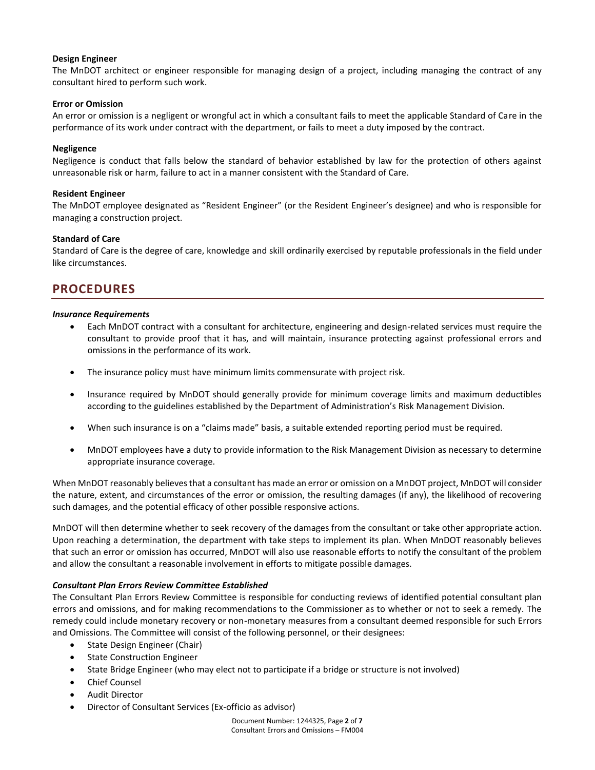**Design Engineer**

The MnDOT architect or engineer responsible for managing design of a project, including managing the contract of any consultant hired to perform such work.

**Error or Omission**

An error or omission is a negligent or wrongful act in which a consultant fails to meet the applicable Standard of Care in the performance of its work under contract with the department, or fails to meet a duty imposed by the contract.

**Negligence**

Negligence is conduct that falls below the standard of behavior established by law for the protection of others against unreasonable risk or harm, failure to act in a manner consistent with the Standard of Care.

**Resident Engineer**

The MnDOT employee designated as "Resident Engineer" (or the Resident Engineer's designee) and who is responsible for managing a construction project.

**Standard of Care**

Standard of Care is the degree of care, knowledge and skill ordinarily exercised by reputable professionals in the field under like circumstances.

## PROCEDURES

***Insurance Requirements***

- Each MnDOT contract with a consultant for architecture, engineering and design-related services must require the consultant to provide proof that it has, and will maintain, insurance protecting against professional errors and omissions in the performance of its work.
- The insurance policy must have minimum limits commensurate with project risk.
- Insurance required by MnDOT should generally provide for minimum coverage limits and maximum deductibles according to the guidelines established by the Department of Administration's Risk Management Division.
- When such insurance is on a "claims made" basis, a suitable extended reporting period must be required.
- MnDOT employees have a duty to provide information to the Risk Management Division as necessary to determine appropriate insurance coverage.

When MnDOT reasonably believes that a consultant has made an error or omission on a MnDOT project, MnDOT will consider the nature, extent, and circumstances of the error or omission, the resulting damages (if any), the likelihood of recovering such damages, and the potential efficacy of other possible responsive actions.

MnDOT will then determine whether to seek recovery of the damages from the consultant or take other appropriate action. Upon reaching a determination, the department with take steps to implement its plan. When MnDOT reasonably believes that such an error or omission has occurred, MnDOT will also use reasonable efforts to notify the consultant of the problem and allow the consultant a reasonable involvement in efforts to mitigate possible damages.

***Consultant Plan Errors Review Committee Established***

The Consultant Plan Errors Review Committee is responsible for conducting reviews of identified potential consultant plan errors and omissions, and for making recommendations to the Commissioner as to whether or not to seek a remedy. The remedy could include monetary recovery or non-monetary measures from a consultant deemed responsible for such Errors and Omissions. The Committee will consist of the following personnel, or their designees:

- State Design Engineer (Chair)
- State Construction Engineer
- State Bridge Engineer (who may elect not to participate if a bridge or structure is not involved)
- Chief Counsel
- Audit Director
- Director of Consultant Services (Ex-officio as advisor)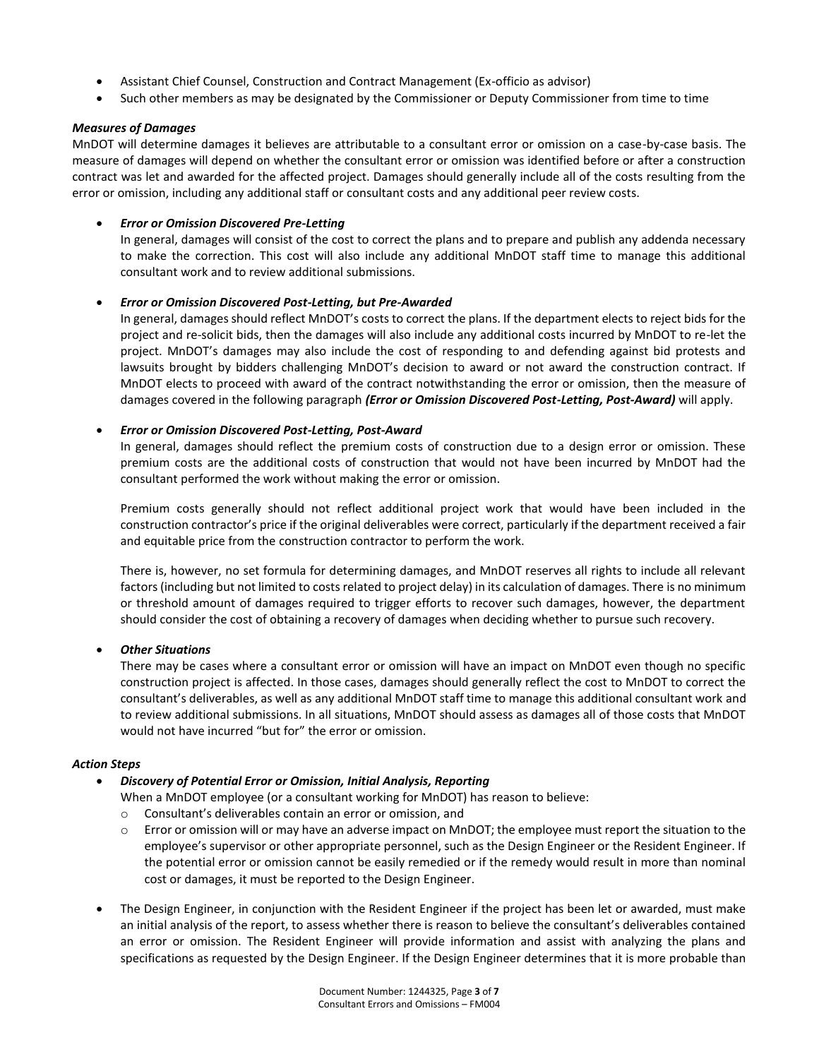- Assistant Chief Counsel, Construction and Contract Management (Ex-officio as advisor)
- Such other members as may be designated by the Commissioner or Deputy Commissioner from time to time

***Measures of Damages***

MnDOT will determine damages it believes are attributable to a consultant error or omission on a case-by-case basis. The measure of damages will depend on whether the consultant error or omission was identified before or after a construction contract was let and awarded for the affected project. Damages should generally include all of the costs resulting from the error or omission, including any additional staff or consultant costs and any additional peer review costs.

- ***Error or Omission Discovered Pre-Letting***

  In general, damages will consist of the cost to correct the plans and to prepare and publish any addenda necessary to make the correction. This cost will also include any additional MnDOT staff time to manage this additional consultant work and to review additional submissions.

- ***Error or Omission Discovered Post-Letting, but Pre-Awarded***

  In general, damages should reflect MnDOT's costs to correct the plans. If the department elects to reject bids for the project and re-solicit bids, then the damages will also include any additional costs incurred by MnDOT to re-let the project. MnDOT's damages may also include the cost of responding to and defending against bid protests and lawsuits brought by bidders challenging MnDOT's decision to award or not award the construction contract. If MnDOT elects to proceed with award of the contract notwithstanding the error or omission, then the measure of damages covered in the following paragraph ***(Error or Omission Discovered Post-Letting, Post-Award)*** will apply.

- ***Error or Omission Discovered Post-Letting, Post-Award***

  In general, damages should reflect the premium costs of construction due to a design error or omission. These premium costs are the additional costs of construction that would not have been incurred by MnDOT had the consultant performed the work without making the error or omission.

  Premium costs generally should not reflect additional project work that would have been included in the construction contractor's price if the original deliverables were correct, particularly if the department received a fair and equitable price from the construction contractor to perform the work.

  There is, however, no set formula for determining damages, and MnDOT reserves all rights to include all relevant factors (including but not limited to costs related to project delay) in its calculation of damages. There is no minimum or threshold amount of damages required to trigger efforts to recover such damages, however, the department should consider the cost of obtaining a recovery of damages when deciding whether to pursue such recovery.

- ***Other Situations***

  There may be cases where a consultant error or omission will have an impact on MnDOT even though no specific construction project is affected. In those cases, damages should generally reflect the cost to MnDOT to correct the consultant's deliverables, as well as any additional MnDOT staff time to manage this additional consultant work and to review additional submissions. In all situations, MnDOT should assess as damages all of those costs that MnDOT would not have incurred "but for" the error or omission.

***Action Steps***

- ***Discovery of Potential Error or Omission, Initial Analysis, Reporting***

  When a MnDOT employee (or a consultant working for MnDOT) has reason to believe:
  - Consultant's deliverables contain an error or omission, and
  - Error or omission will or may have an adverse impact on MnDOT; the employee must report the situation to the employee's supervisor or other appropriate personnel, such as the Design Engineer or the Resident Engineer. If the potential error or omission cannot be easily remedied or if the remedy would result in more than nominal cost or damages, it must be reported to the Design Engineer.

- The Design Engineer, in conjunction with the Resident Engineer if the project has been let or awarded, must make an initial analysis of the report, to assess whether there is reason to believe the consultant's deliverables contained an error or omission. The Resident Engineer will provide information and assist with analyzing the plans and specifications as requested by the Design Engineer. If the Design Engineer determines that it is more probable than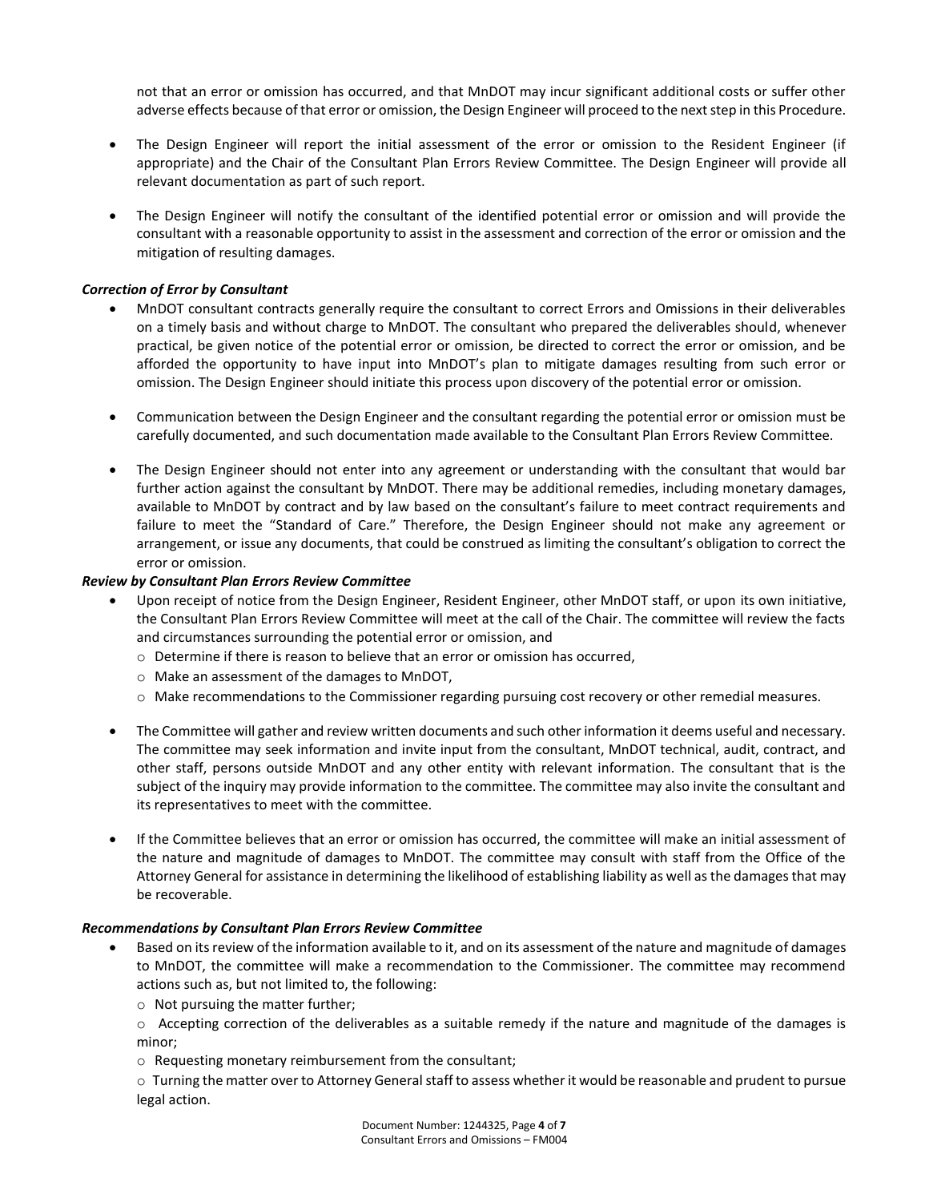not that an error or omission has occurred, and that MnDOT may incur significant additional costs or suffer other adverse effects because of that error or omission, the Design Engineer will proceed to the next step in this Procedure.

- The Design Engineer will report the initial assessment of the error or omission to the Resident Engineer (if appropriate) and the Chair of the Consultant Plan Errors Review Committee. The Design Engineer will provide all relevant documentation as part of such report.
- The Design Engineer will notify the consultant of the identified potential error or omission and will provide the consultant with a reasonable opportunity to assist in the assessment and correction of the error or omission and the mitigation of resulting damages.

***Correction of Error by Consultant***

- MnDOT consultant contracts generally require the consultant to correct Errors and Omissions in their deliverables on a timely basis and without charge to MnDOT. The consultant who prepared the deliverables should, whenever practical, be given notice of the potential error or omission, be directed to correct the error or omission, and be afforded the opportunity to have input into MnDOT's plan to mitigate damages resulting from such error or omission. The Design Engineer should initiate this process upon discovery of the potential error or omission.
- Communication between the Design Engineer and the consultant regarding the potential error or omission must be carefully documented, and such documentation made available to the Consultant Plan Errors Review Committee.
- The Design Engineer should not enter into any agreement or understanding with the consultant that would bar further action against the consultant by MnDOT. There may be additional remedies, including monetary damages, available to MnDOT by contract and by law based on the consultant's failure to meet contract requirements and failure to meet the "Standard of Care." Therefore, the Design Engineer should not make any agreement or arrangement, or issue any documents, that could be construed as limiting the consultant's obligation to correct the error or omission.

***Review by Consultant Plan Errors Review Committee***

- Upon receipt of notice from the Design Engineer, Resident Engineer, other MnDOT staff, or upon its own initiative, the Consultant Plan Errors Review Committee will meet at the call of the Chair. The committee will review the facts and circumstances surrounding the potential error or omission, and
  - Determine if there is reason to believe that an error or omission has occurred,
  - Make an assessment of the damages to MnDOT,
  - Make recommendations to the Commissioner regarding pursuing cost recovery or other remedial measures.
- The Committee will gather and review written documents and such other information it deems useful and necessary. The committee may seek information and invite input from the consultant, MnDOT technical, audit, contract, and other staff, persons outside MnDOT and any other entity with relevant information. The consultant that is the subject of the inquiry may provide information to the committee. The committee may also invite the consultant and its representatives to meet with the committee.
- If the Committee believes that an error or omission has occurred, the committee will make an initial assessment of the nature and magnitude of damages to MnDOT. The committee may consult with staff from the Office of the Attorney General for assistance in determining the likelihood of establishing liability as well as the damages that may be recoverable.

***Recommendations by Consultant Plan Errors Review Committee***

- Based on its review of the information available to it, and on its assessment of the nature and magnitude of damages to MnDOT, the committee will make a recommendation to the Commissioner. The committee may recommend actions such as, but not limited to, the following:
  - Not pursuing the matter further;
  - Accepting correction of the deliverables as a suitable remedy if the nature and magnitude of the damages is minor;
  - Requesting monetary reimbursement from the consultant;
  - Turning the matter over to Attorney General staff to assess whether it would be reasonable and prudent to pursue legal action.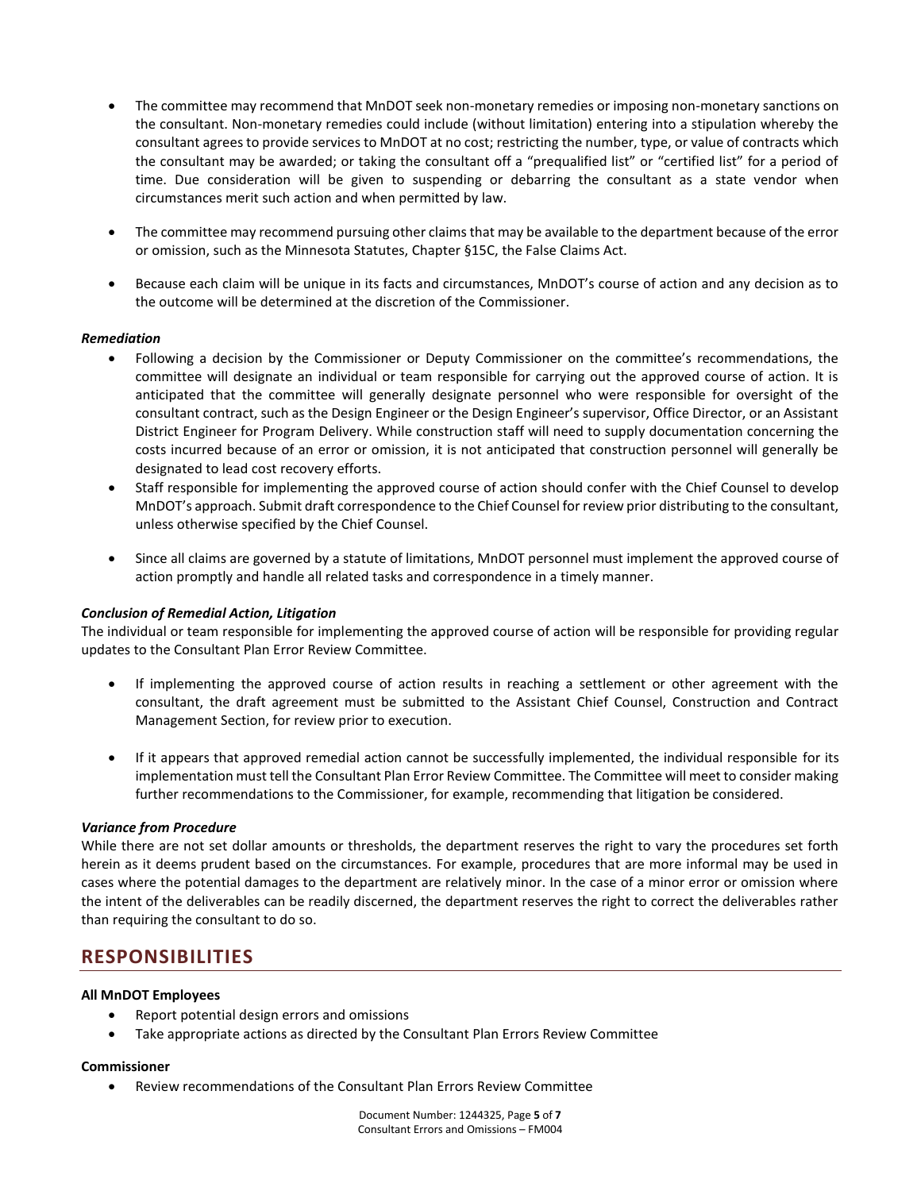- The committee may recommend that MnDOT seek non-monetary remedies or imposing non-monetary sanctions on the consultant. Non-monetary remedies could include (without limitation) entering into a stipulation whereby the consultant agrees to provide services to MnDOT at no cost; restricting the number, type, or value of contracts which the consultant may be awarded; or taking the consultant off a "prequalified list" or "certified list" for a period of time. Due consideration will be given to suspending or debarring the consultant as a state vendor when circumstances merit such action and when permitted by law.

- The committee may recommend pursuing other claims that may be available to the department because of the error or omission, such as the Minnesota Statutes, Chapter §15C, the False Claims Act.

- Because each claim will be unique in its facts and circumstances, MnDOT's course of action and any decision as to the outcome will be determined at the discretion of the Commissioner.

***Remediation***

- Following a decision by the Commissioner or Deputy Commissioner on the committee's recommendations, the committee will designate an individual or team responsible for carrying out the approved course of action. It is anticipated that the committee will generally designate personnel who were responsible for oversight of the consultant contract, such as the Design Engineer or the Design Engineer's supervisor, Office Director, or an Assistant District Engineer for Program Delivery. While construction staff will need to supply documentation concerning the costs incurred because of an error or omission, it is not anticipated that construction personnel will generally be designated to lead cost recovery efforts.
- Staff responsible for implementing the approved course of action should confer with the Chief Counsel to develop MnDOT's approach. Submit draft correspondence to the Chief Counsel for review prior distributing to the consultant, unless otherwise specified by the Chief Counsel.

- Since all claims are governed by a statute of limitations, MnDOT personnel must implement the approved course of action promptly and handle all related tasks and correspondence in a timely manner.

***Conclusion of Remedial Action, Litigation***

The individual or team responsible for implementing the approved course of action will be responsible for providing regular updates to the Consultant Plan Error Review Committee.

- If implementing the approved course of action results in reaching a settlement or other agreement with the consultant, the draft agreement must be submitted to the Assistant Chief Counsel, Construction and Contract Management Section, for review prior to execution.

- If it appears that approved remedial action cannot be successfully implemented, the individual responsible for its implementation must tell the Consultant Plan Error Review Committee. The Committee will meet to consider making further recommendations to the Commissioner, for example, recommending that litigation be considered.

***Variance from Procedure***

While there are not set dollar amounts or thresholds, the department reserves the right to vary the procedures set forth herein as it deems prudent based on the circumstances. For example, procedures that are more informal may be used in cases where the potential damages to the department are relatively minor. In the case of a minor error or omission where the intent of the deliverables can be readily discerned, the department reserves the right to correct the deliverables rather than requiring the consultant to do so.

## RESPONSIBILITIES

**All MnDOT Employees**

- Report potential design errors and omissions
- Take appropriate actions as directed by the Consultant Plan Errors Review Committee

**Commissioner**

- Review recommendations of the Consultant Plan Errors Review Committee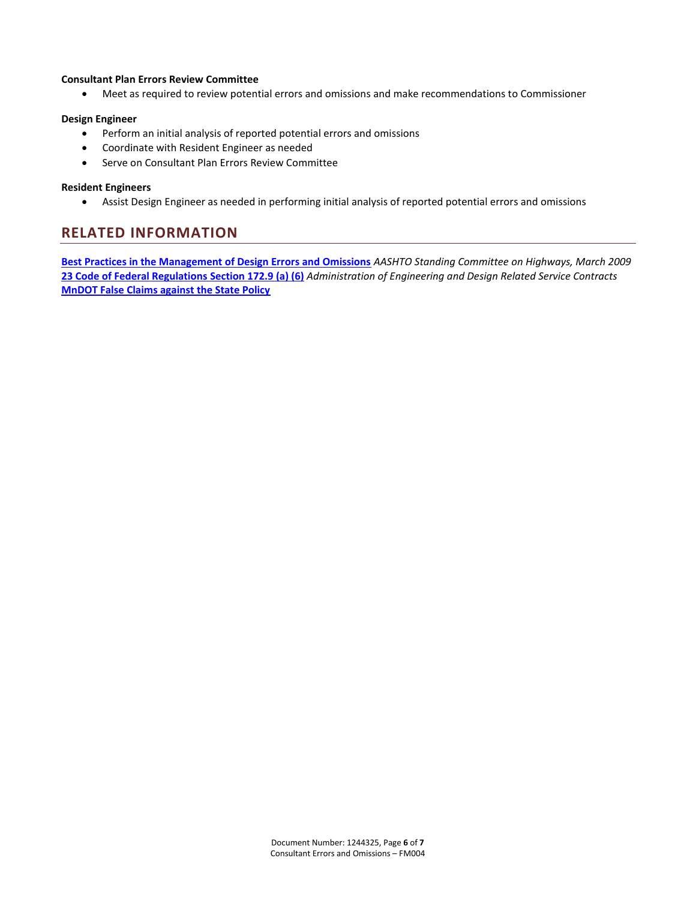**Consultant Plan Errors Review Committee**

- Meet as required to review potential errors and omissions and make recommendations to Commissioner

**Design Engineer**

- Perform an initial analysis of reported potential errors and omissions
- Coordinate with Resident Engineer as needed
- Serve on Consultant Plan Errors Review Committee

**Resident Engineers**

- Assist Design Engineer as needed in performing initial analysis of reported potential errors and omissions

## RELATED INFORMATION

**Best Practices in the Management of Design Errors and Omissions** *AASHTO Standing Committee on Highways, March 2009*
**23 Code of Federal Regulations Section 172.9 (a) (6)** *Administration of Engineering and Design Related Service Contracts*
**MnDOT False Claims against the State Policy**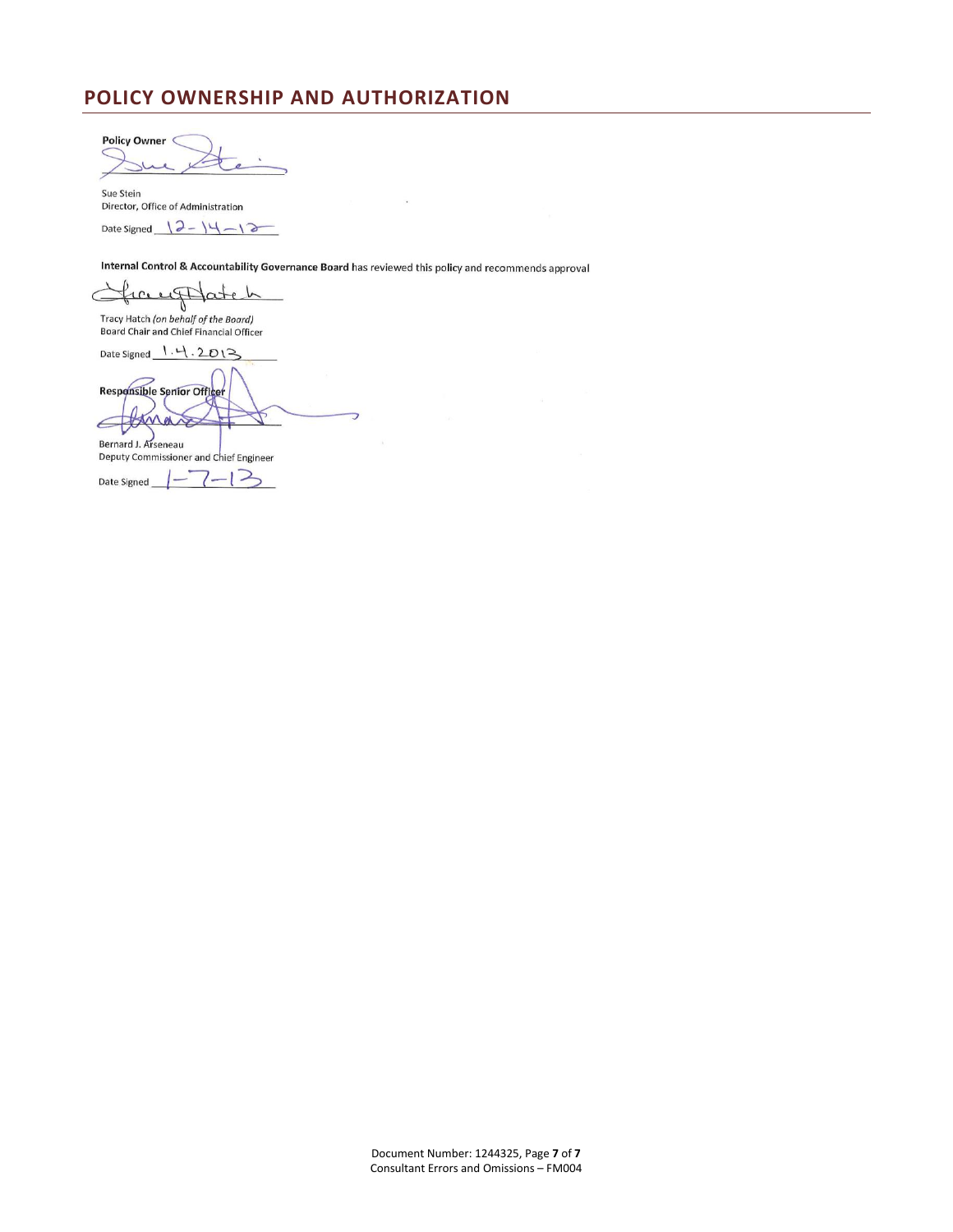## POLICY OWNERSHIP AND AUTHORIZATION

**Policy Owner**

Sue Stein
Director, Office of Administration

Date Signed 12-14-12

**Internal Control & Accountability Governance Board** has reviewed this policy and recommends approval

Tracy Hatch *(on behalf of the Board)*
Board Chair and Chief Financial Officer

Date Signed 1.4.2013

**Responsible Senior Officer**

Bernard J. Arseneau
Deputy Commissioner and Chief Engineer

Date Signed 1-7-13

Document Number: 1244325, Page **7** of **7**
Consultant Errors and Omissions – FM004